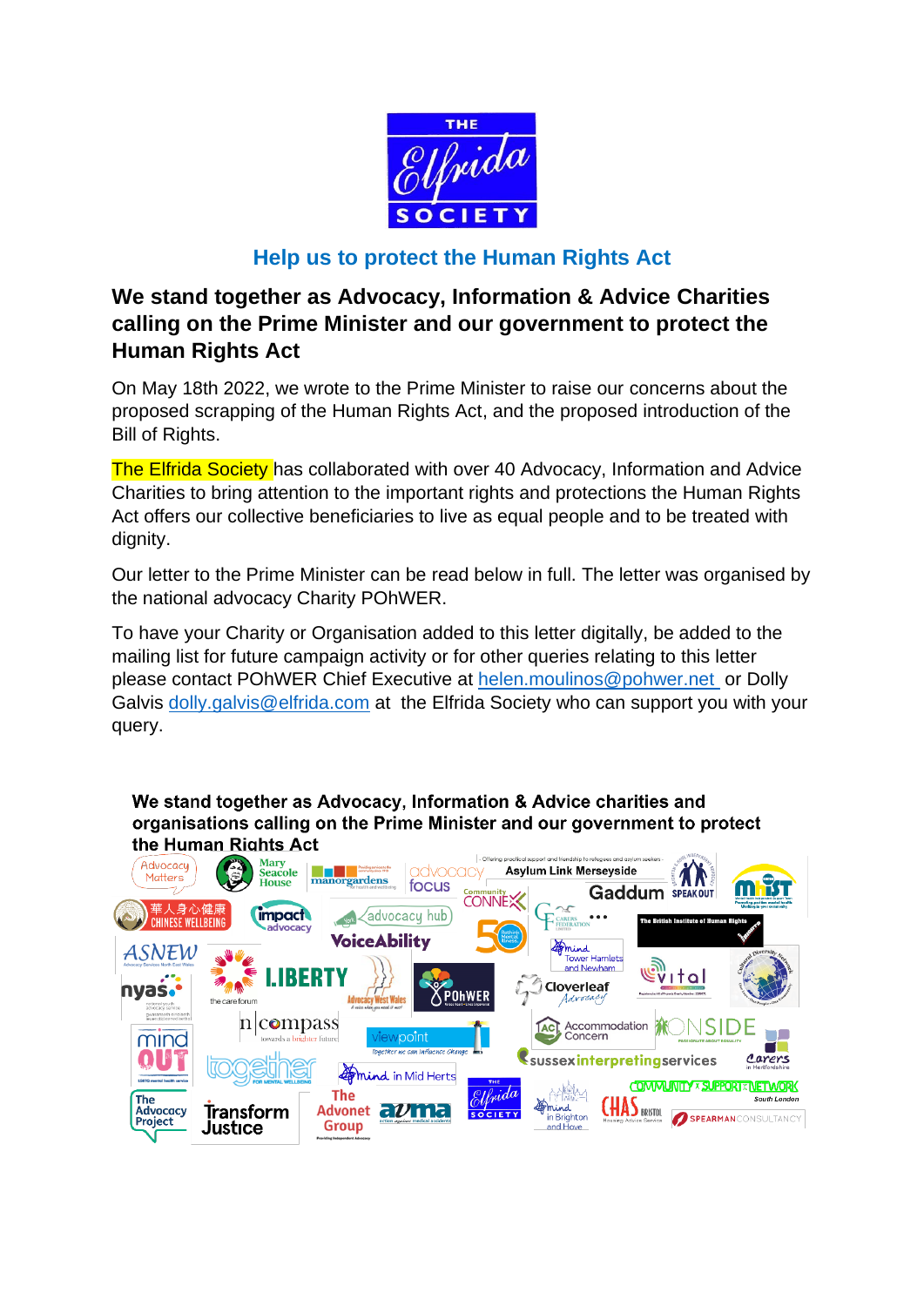THE Elfrida SOCIETY

## Help us to protect the Human Rights Act

# We stand together as Advocacy, Information & Advice Charities calling on the Prime Minister and our government to protect the Human Rights Act

On May 18th 2022, we wrote to the Prime Minister to raise our concerns about the proposed scrapping of the Human Rights Act, and the proposed introduction of the Bill of Rights.

The Elfrida Society has collaborated with over 40 Advocacy, Information and Advice Charities to bring attention to the important rights and protections the Human Rights Act offers our collective beneficiaries to live as equal people and to be treated with dignity.

Our letter to the Prime Minister can be read below in full. The letter was organised by the national advocacy Charity POhWER.

To have your Charity or Organisation added to this letter digitally, be added to the mailing list for future campaign activity or for other queries relating to this letter please contact POhWER Chief Executive at helen.moulinos@pohwer.net or Dolly Galvis dolly.galvis@elfrida.com at the Elfrida Society who can support you with your query.

**We stand together as Advocacy, Information & Advice charities and organisations calling on the Prime Minister and our government to protect the Human Rights Act**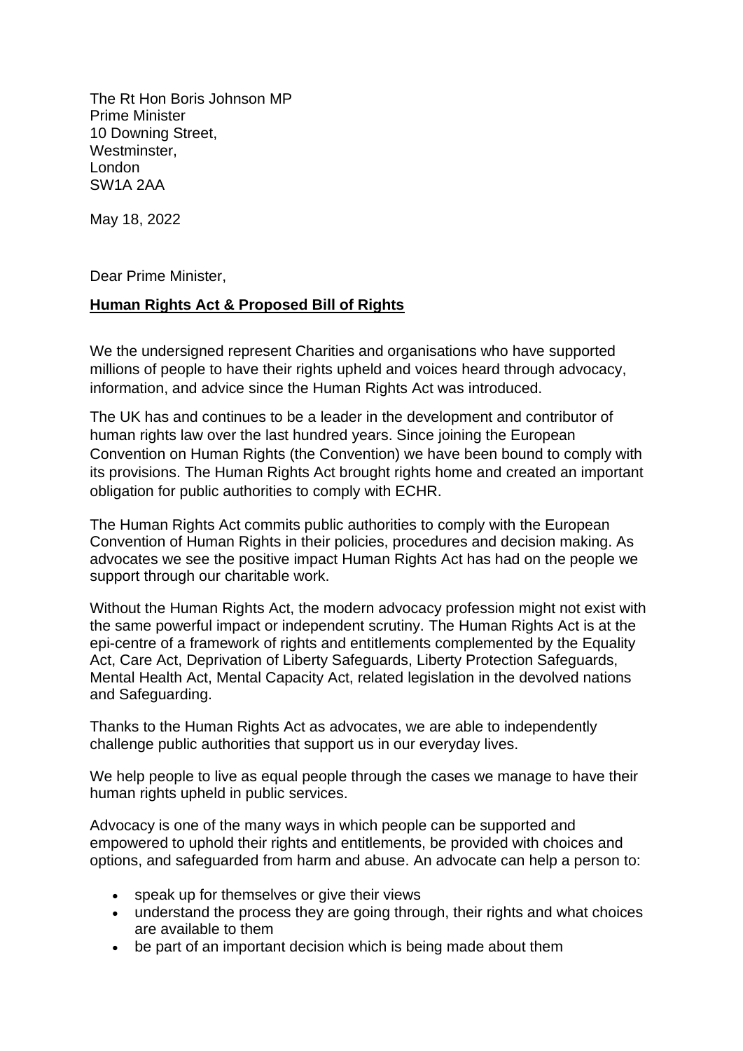The Rt Hon Boris Johnson MP
Prime Minister
10 Downing Street,
Westminster,
London
SW1A 2AA

May 18, 2022

Dear Prime Minister,

**<u>Human Rights Act & Proposed Bill of Rights</u>**

We the undersigned represent Charities and organisations who have supported millions of people to have their rights upheld and voices heard through advocacy, information, and advice since the Human Rights Act was introduced.

The UK has and continues to be a leader in the development and contributor of human rights law over the last hundred years. Since joining the European Convention on Human Rights (the Convention) we have been bound to comply with its provisions. The Human Rights Act brought rights home and created an important obligation for public authorities to comply with ECHR.

The Human Rights Act commits public authorities to comply with the European Convention of Human Rights in their policies, procedures and decision making. As advocates we see the positive impact Human Rights Act has had on the people we support through our charitable work.

Without the Human Rights Act, the modern advocacy profession might not exist with the same powerful impact or independent scrutiny. The Human Rights Act is at the epi-centre of a framework of rights and entitlements complemented by the Equality Act, Care Act, Deprivation of Liberty Safeguards, Liberty Protection Safeguards, Mental Health Act, Mental Capacity Act, related legislation in the devolved nations and Safeguarding.

Thanks to the Human Rights Act as advocates, we are able to independently challenge public authorities that support us in our everyday lives.

We help people to live as equal people through the cases we manage to have their human rights upheld in public services.

Advocacy is one of the many ways in which people can be supported and empowered to uphold their rights and entitlements, be provided with choices and options, and safeguarded from harm and abuse. An advocate can help a person to:

- speak up for themselves or give their views
- understand the process they are going through, their rights and what choices are available to them
- be part of an important decision which is being made about them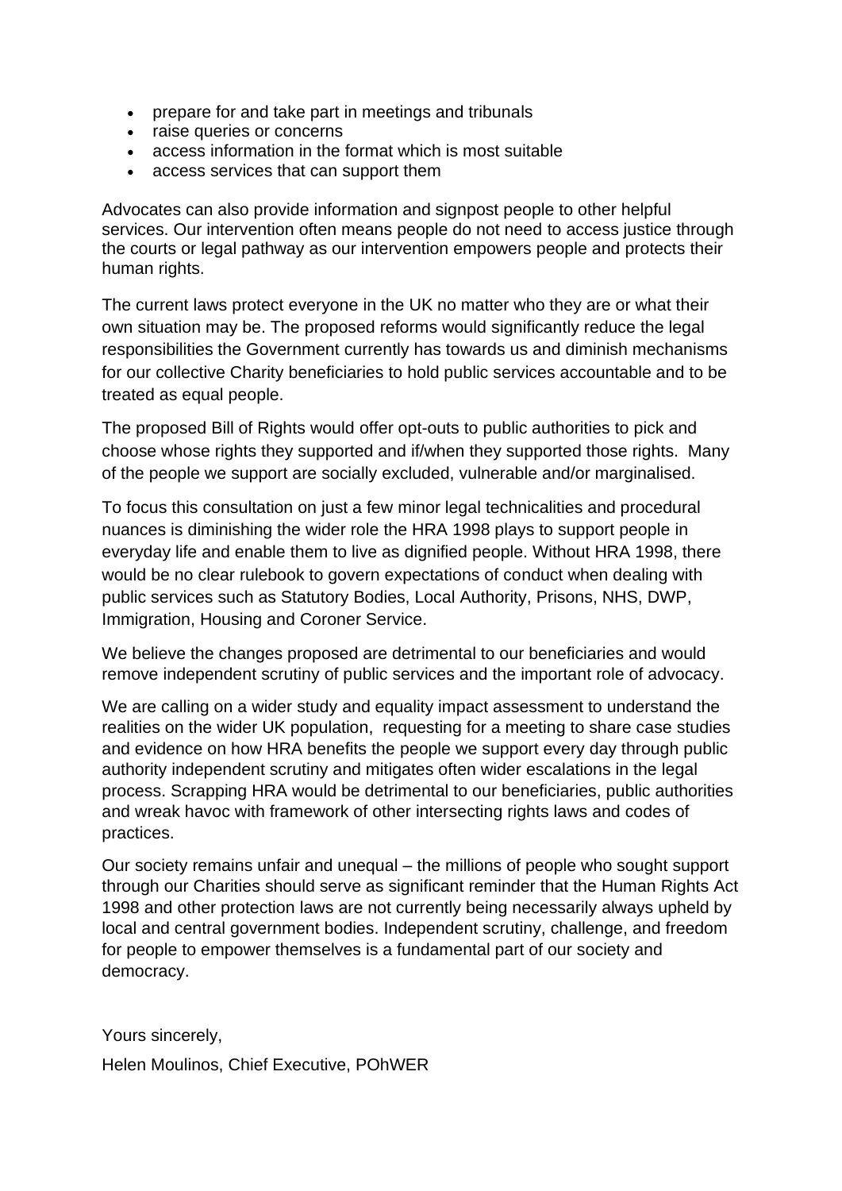- prepare for and take part in meetings and tribunals
- raise queries or concerns
- access information in the format which is most suitable
- access services that can support them

Advocates can also provide information and signpost people to other helpful services. Our intervention often means people do not need to access justice through the courts or legal pathway as our intervention empowers people and protects their human rights.

The current laws protect everyone in the UK no matter who they are or what their own situation may be. The proposed reforms would significantly reduce the legal responsibilities the Government currently has towards us and diminish mechanisms for our collective Charity beneficiaries to hold public services accountable and to be treated as equal people.

The proposed Bill of Rights would offer opt-outs to public authorities to pick and choose whose rights they supported and if/when they supported those rights. Many of the people we support are socially excluded, vulnerable and/or marginalised.

To focus this consultation on just a few minor legal technicalities and procedural nuances is diminishing the wider role the HRA 1998 plays to support people in everyday life and enable them to live as dignified people. Without HRA 1998, there would be no clear rulebook to govern expectations of conduct when dealing with public services such as Statutory Bodies, Local Authority, Prisons, NHS, DWP, Immigration, Housing and Coroner Service.

We believe the changes proposed are detrimental to our beneficiaries and would remove independent scrutiny of public services and the important role of advocacy.

We are calling on a wider study and equality impact assessment to understand the realities on the wider UK population, requesting for a meeting to share case studies and evidence on how HRA benefits the people we support every day through public authority independent scrutiny and mitigates often wider escalations in the legal process. Scrapping HRA would be detrimental to our beneficiaries, public authorities and wreak havoc with framework of other intersecting rights laws and codes of practices.

Our society remains unfair and unequal – the millions of people who sought support through our Charities should serve as significant reminder that the Human Rights Act 1998 and other protection laws are not currently being necessarily always upheld by local and central government bodies. Independent scrutiny, challenge, and freedom for people to empower themselves is a fundamental part of our society and democracy.

Yours sincerely,

Helen Moulinos, Chief Executive, POhWER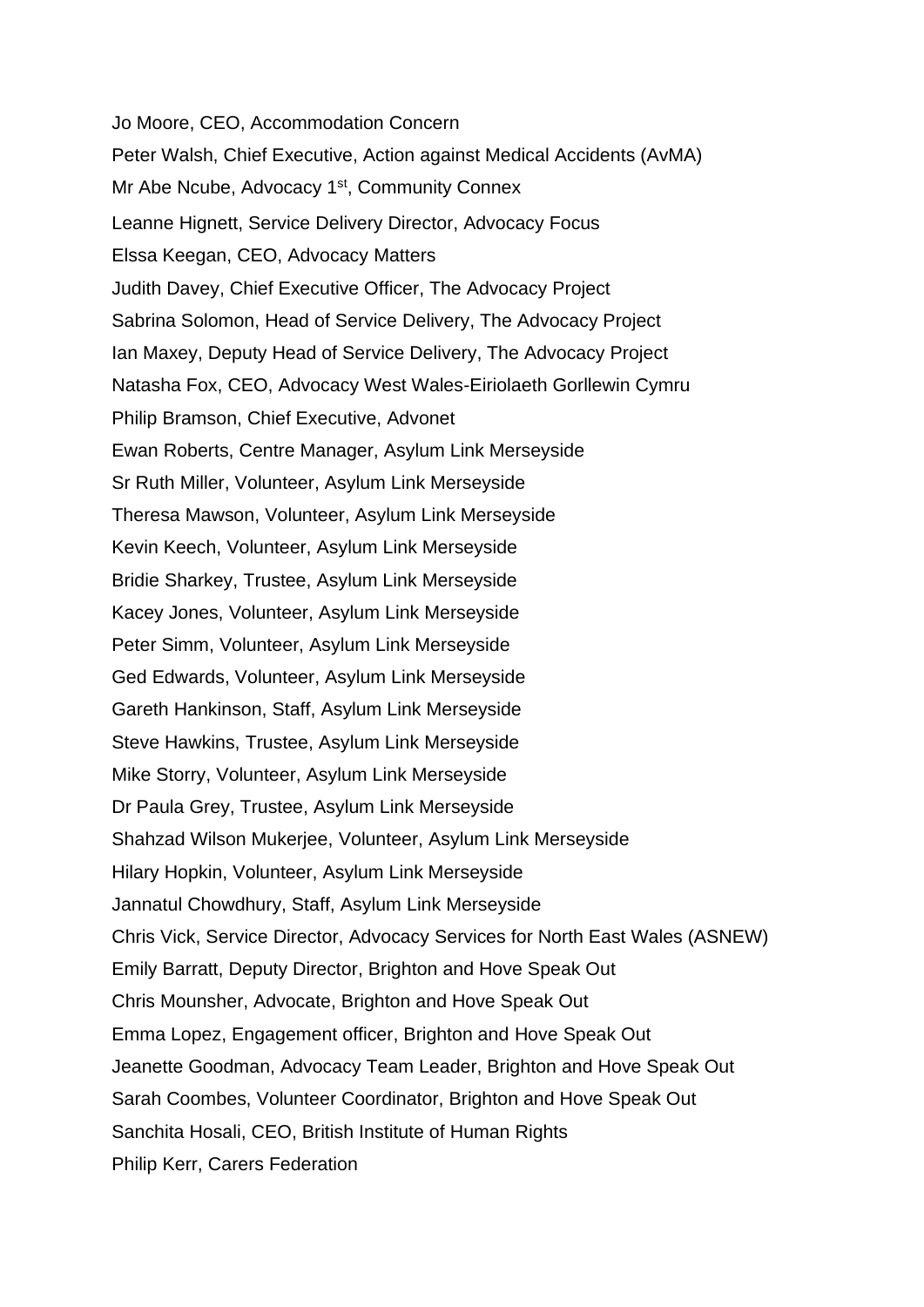Jo Moore, CEO, Accommodation Concern

Peter Walsh, Chief Executive, Action against Medical Accidents (AvMA)

Mr Abe Ncube, Advocacy 1st, Community Connex

Leanne Hignett, Service Delivery Director, Advocacy Focus

Elssa Keegan, CEO, Advocacy Matters

Judith Davey, Chief Executive Officer, The Advocacy Project

Sabrina Solomon, Head of Service Delivery, The Advocacy Project

Ian Maxey, Deputy Head of Service Delivery, The Advocacy Project

Natasha Fox, CEO, Advocacy West Wales-Eiriolaeth Gorllewin Cymru

Philip Bramson, Chief Executive, Advonet

Ewan Roberts, Centre Manager, Asylum Link Merseyside

Sr Ruth Miller, Volunteer, Asylum Link Merseyside

Theresa Mawson, Volunteer, Asylum Link Merseyside

Kevin Keech, Volunteer, Asylum Link Merseyside

Bridie Sharkey, Trustee, Asylum Link Merseyside

Kacey Jones, Volunteer, Asylum Link Merseyside

Peter Simm, Volunteer, Asylum Link Merseyside

Ged Edwards, Volunteer, Asylum Link Merseyside

Gareth Hankinson, Staff, Asylum Link Merseyside

Steve Hawkins, Trustee, Asylum Link Merseyside

Mike Storry, Volunteer, Asylum Link Merseyside

Dr Paula Grey, Trustee, Asylum Link Merseyside

Shahzad Wilson Mukerjee, Volunteer, Asylum Link Merseyside

Hilary Hopkin, Volunteer, Asylum Link Merseyside

Jannatul Chowdhury, Staff, Asylum Link Merseyside

Chris Vick, Service Director, Advocacy Services for North East Wales (ASNEW)

Emily Barratt, Deputy Director, Brighton and Hove Speak Out

Chris Mounsher, Advocate, Brighton and Hove Speak Out

Emma Lopez, Engagement officer, Brighton and Hove Speak Out

Jeanette Goodman, Advocacy Team Leader, Brighton and Hove Speak Out

Sarah Coombes, Volunteer Coordinator, Brighton and Hove Speak Out

Sanchita Hosali, CEO, British Institute of Human Rights

Philip Kerr, Carers Federation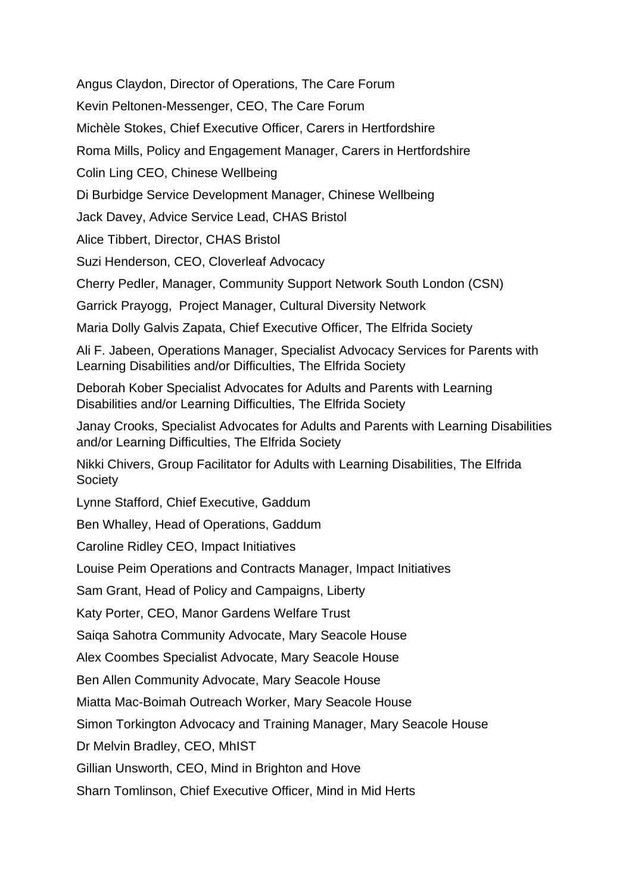Angus Claydon, Director of Operations, The Care Forum

Kevin Peltonen-Messenger, CEO, The Care Forum

Michèle Stokes, Chief Executive Officer, Carers in Hertfordshire

Roma Mills, Policy and Engagement Manager, Carers in Hertfordshire

Colin Ling CEO, Chinese Wellbeing

Di Burbidge Service Development Manager, Chinese Wellbeing

Jack Davey, Advice Service Lead, CHAS Bristol

Alice Tibbert, Director, CHAS Bristol

Suzi Henderson, CEO, Cloverleaf Advocacy

Cherry Pedler, Manager, Community Support Network South London (CSN)

Garrick Prayogg, Project Manager, Cultural Diversity Network

Maria Dolly Galvis Zapata, Chief Executive Officer, The Elfrida Society

Ali F. Jabeen, Operations Manager, Specialist Advocacy Services for Parents with Learning Disabilities and/or Difficulties, The Elfrida Society

Deborah Kober Specialist Advocates for Adults and Parents with Learning Disabilities and/or Learning Difficulties, The Elfrida Society

Janay Crooks, Specialist Advocates for Adults and Parents with Learning Disabilities and/or Learning Difficulties, The Elfrida Society

Nikki Chivers, Group Facilitator for Adults with Learning Disabilities, The Elfrida Society

Lynne Stafford, Chief Executive, Gaddum

Ben Whalley, Head of Operations, Gaddum

Caroline Ridley CEO, Impact Initiatives

Louise Peim Operations and Contracts Manager, Impact Initiatives

Sam Grant, Head of Policy and Campaigns, Liberty

Katy Porter, CEO, Manor Gardens Welfare Trust

Saiqa Sahotra Community Advocate, Mary Seacole House

Alex Coombes Specialist Advocate, Mary Seacole House

Ben Allen Community Advocate, Mary Seacole House

Miatta Mac-Boimah Outreach Worker, Mary Seacole House

Simon Torkington Advocacy and Training Manager, Mary Seacole House

Dr Melvin Bradley, CEO, MhIST

Gillian Unsworth, CEO, Mind in Brighton and Hove

Sharn Tomlinson, Chief Executive Officer, Mind in Mid Herts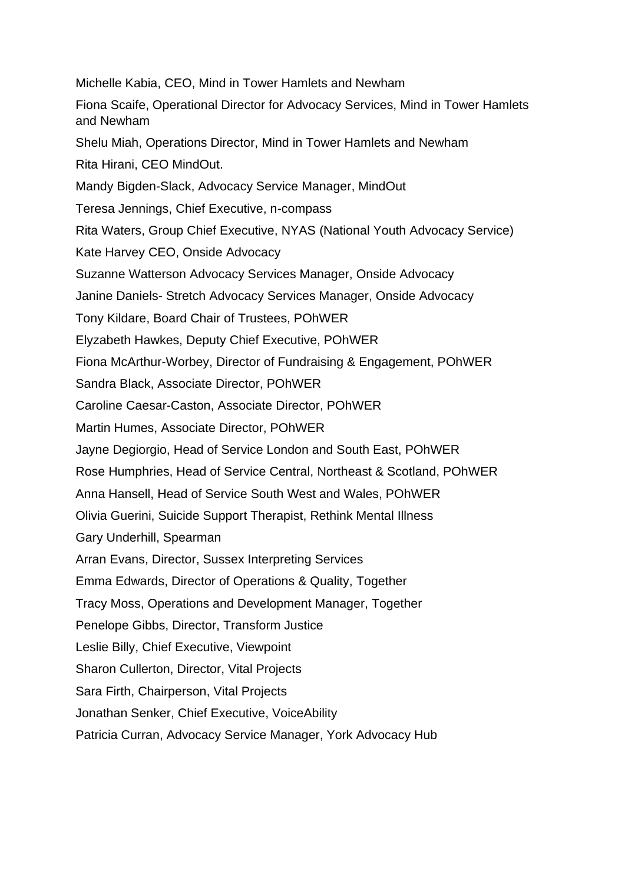Michelle Kabia, CEO, Mind in Tower Hamlets and Newham

Fiona Scaife, Operational Director for Advocacy Services, Mind in Tower Hamlets and Newham

Shelu Miah, Operations Director, Mind in Tower Hamlets and Newham

Rita Hirani, CEO MindOut.

Mandy Bigden-Slack, Advocacy Service Manager, MindOut

Teresa Jennings, Chief Executive, n-compass

Rita Waters, Group Chief Executive, NYAS (National Youth Advocacy Service)

Kate Harvey CEO, Onside Advocacy

Suzanne Watterson Advocacy Services Manager, Onside Advocacy

Janine Daniels- Stretch Advocacy Services Manager, Onside Advocacy

Tony Kildare, Board Chair of Trustees, POhWER

Elyzabeth Hawkes, Deputy Chief Executive, POhWER

Fiona McArthur-Worbey, Director of Fundraising & Engagement, POhWER

Sandra Black, Associate Director, POhWER

Caroline Caesar-Caston, Associate Director, POhWER

Martin Humes, Associate Director, POhWER

Jayne Degiorgio, Head of Service London and South East, POhWER

Rose Humphries, Head of Service Central, Northeast & Scotland, POhWER

Anna Hansell, Head of Service South West and Wales, POhWER

Olivia Guerini, Suicide Support Therapist, Rethink Mental Illness

Gary Underhill, Spearman

Arran Evans, Director, Sussex Interpreting Services

Emma Edwards, Director of Operations & Quality, Together

Tracy Moss, Operations and Development Manager, Together

Penelope Gibbs, Director, Transform Justice

Leslie Billy, Chief Executive, Viewpoint

Sharon Cullerton, Director, Vital Projects

Sara Firth, Chairperson, Vital Projects

Jonathan Senker, Chief Executive, VoiceAbility

Patricia Curran, Advocacy Service Manager, York Advocacy Hub